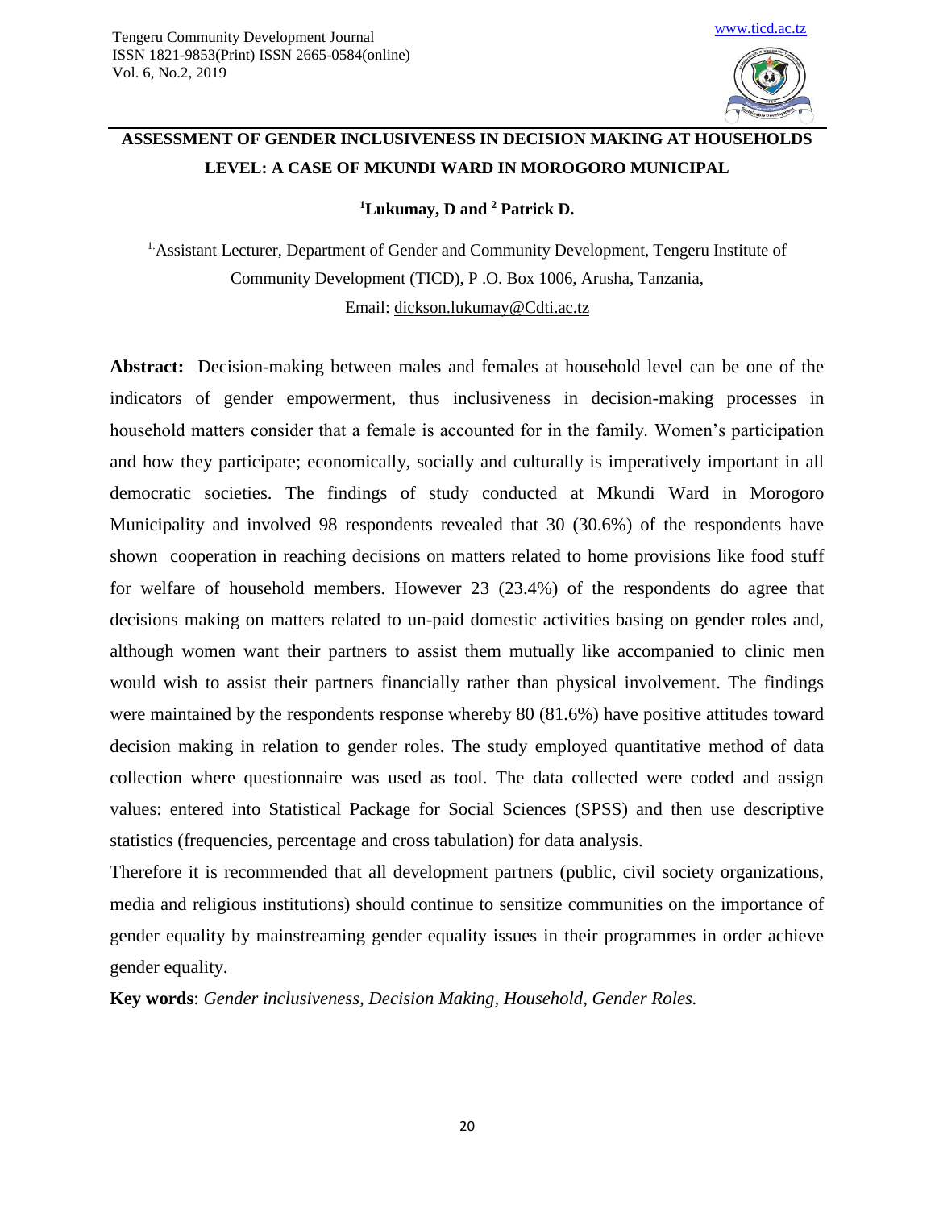# ASSESSMENT OF GENDER INCLUSIVENESS IN DECISION MAKING AT HOUSEHOLDS LEVEL: A CASE OF MKUNDI WARD IN MOROGORO MUNICIPAL

**[1]Lukumay, D and [2] Patrick D.**

[1.] Assistant Lecturer, Department of Gender and Community Development, Tengeru Institute of Community Development (TICD), P .O. Box 1006, Arusha, Tanzania, Email: dickson.lukumay@Cdti.ac.tz

**Abstract:** Decision-making between males and females at household level can be one of the indicators of gender empowerment, thus inclusiveness in decision-making processes in household matters consider that a female is accounted for in the family. Women's participation and how they participate; economically, socially and culturally is imperatively important in all democratic societies. The findings of study conducted at Mkundi Ward in Morogoro Municipality and involved 98 respondents revealed that 30 (30.6%) of the respondents have shown cooperation in reaching decisions on matters related to home provisions like food stuff for welfare of household members. However 23 (23.4%) of the respondents do agree that decisions making on matters related to un-paid domestic activities basing on gender roles and, although women want their partners to assist them mutually like accompanied to clinic men would wish to assist their partners financially rather than physical involvement. The findings were maintained by the respondents response whereby 80 (81.6%) have positive attitudes toward decision making in relation to gender roles. The study employed quantitative method of data collection where questionnaire was used as tool. The data collected were coded and assign values: entered into Statistical Package for Social Sciences (SPSS) and then use descriptive statistics (frequencies, percentage and cross tabulation) for data analysis.

Therefore it is recommended that all development partners (public, civil society organizations, media and religious institutions) should continue to sensitize communities on the importance of gender equality by mainstreaming gender equality issues in their programmes in order achieve gender equality.

**Key words**: *Gender inclusiveness, Decision Making, Household, Gender Roles.*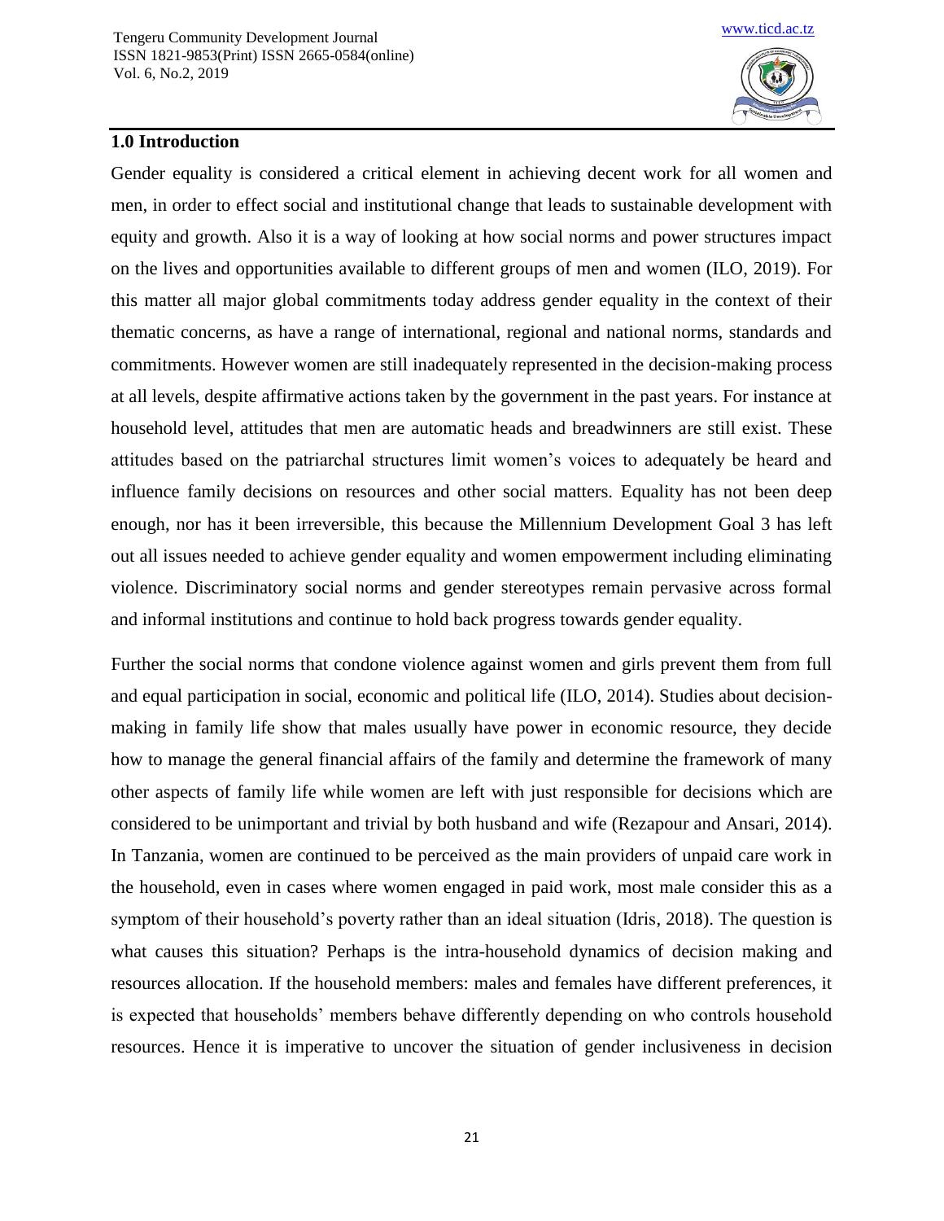## 1.0 Introduction

Gender equality is considered a critical element in achieving decent work for all women and men, in order to effect social and institutional change that leads to sustainable development with equity and growth. Also it is a way of looking at how social norms and power structures impact on the lives and opportunities available to different groups of men and women (ILO, 2019). For this matter all major global commitments today address gender equality in the context of their thematic concerns, as have a range of international, regional and national norms, standards and commitments. However women are still inadequately represented in the decision-making process at all levels, despite affirmative actions taken by the government in the past years. For instance at household level, attitudes that men are automatic heads and breadwinners are still exist. These attitudes based on the patriarchal structures limit women's voices to adequately be heard and influence family decisions on resources and other social matters. Equality has not been deep enough, nor has it been irreversible, this because the Millennium Development Goal 3 has left out all issues needed to achieve gender equality and women empowerment including eliminating violence. Discriminatory social norms and gender stereotypes remain pervasive across formal and informal institutions and continue to hold back progress towards gender equality.

Further the social norms that condone violence against women and girls prevent them from full and equal participation in social, economic and political life (ILO, 2014). Studies about decision-making in family life show that males usually have power in economic resource, they decide how to manage the general financial affairs of the family and determine the framework of many other aspects of family life while women are left with just responsible for decisions which are considered to be unimportant and trivial by both husband and wife (Rezapour and Ansari, 2014). In Tanzania, women are continued to be perceived as the main providers of unpaid care work in the household, even in cases where women engaged in paid work, most male consider this as a symptom of their household's poverty rather than an ideal situation (Idris, 2018). The question is what causes this situation? Perhaps is the intra-household dynamics of decision making and resources allocation. If the household members: males and females have different preferences, it is expected that households' members behave differently depending on who controls household resources. Hence it is imperative to uncover the situation of gender inclusiveness in decision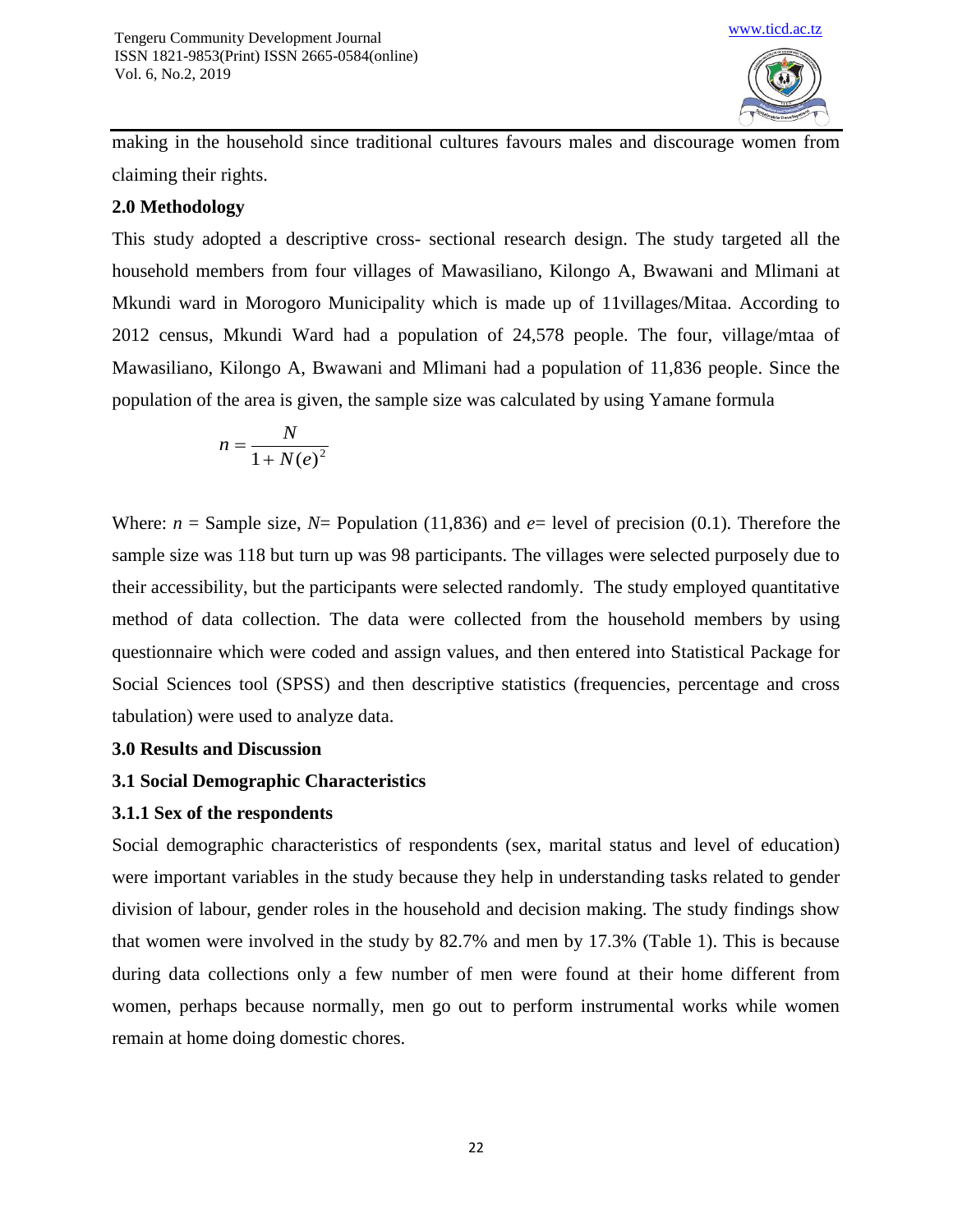making in the household since traditional cultures favours males and discourage women from claiming their rights.

## 2.0 Methodology

This study adopted a descriptive cross- sectional research design. The study targeted all the household members from four villages of Mawasiliano, Kilongo A, Bwawani and Mlimani at Mkundi ward in Morogoro Municipality which is made up of 11villages/Mitaa. According to 2012 census, Mkundi Ward had a population of 24,578 people. The four, village/mtaa of Mawasiliano, Kilongo A, Bwawani and Mlimani had a population of 11,836 people. Since the population of the area is given, the sample size was calculated by using Yamane formula

$$n = \frac{N}{1 + N(e)^2}$$

Where: $n$ = Sample size, $N$= Population (11,836) and $e$= level of precision (0.1). Therefore the sample size was 118 but turn up was 98 participants. The villages were selected purposely due to their accessibility, but the participants were selected randomly. The study employed quantitative method of data collection. The data were collected from the household members by using questionnaire which were coded and assign values, and then entered into Statistical Package for Social Sciences tool (SPSS) and then descriptive statistics (frequencies, percentage and cross tabulation) were used to analyze data.

## 3.0 Results and Discussion

### 3.1 Social Demographic Characteristics

#### 3.1.1 Sex of the respondents

Social demographic characteristics of respondents (sex, marital status and level of education) were important variables in the study because they help in understanding tasks related to gender division of labour, gender roles in the household and decision making. The study findings show that women were involved in the study by 82.7% and men by 17.3% (Table 1). This is because during data collections only a few number of men were found at their home different from women, perhaps because normally, men go out to perform instrumental works while women remain at home doing domestic chores.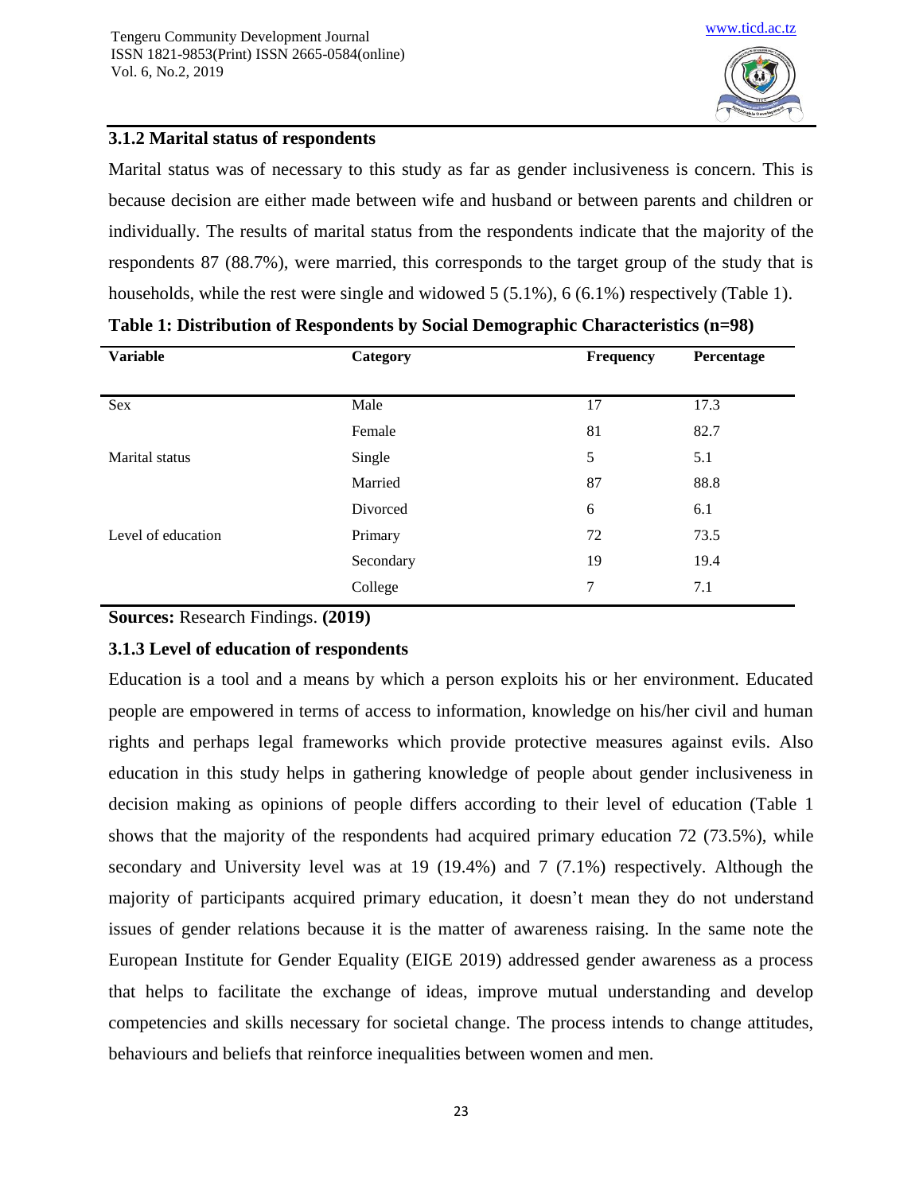### 3.1.2 Marital status of respondents

Marital status was of necessary to this study as far as gender inclusiveness is concern. This is because decision are either made between wife and husband or between parents and children or individually. The results of marital status from the respondents indicate that the majority of the respondents 87 (88.7%), were married, this corresponds to the target group of the study that is households, while the rest were single and widowed 5 (5.1%), 6 (6.1%) respectively (Table 1).

**Table 1: Distribution of Respondents by Social Demographic Characteristics (n=98)**

| Variable | Category | Frequency | Percentage |
|---|---|---|---|
| Sex | Male | 17 | 17.3 |
| | Female | 81 | 82.7 |
| Marital status | Single | 5 | 5.1 |
| | Married | 87 | 88.8 |
| | Divorced | 6 | 6.1 |
| Level of education | Primary | 72 | 73.5 |
| | Secondary | 19 | 19.4 |
| | College | 7 | 7.1 |

**Sources:** Research Findings. **(2019)**

### 3.1.3 Level of education of respondents

Education is a tool and a means by which a person exploits his or her environment. Educated people are empowered in terms of access to information, knowledge on his/her civil and human rights and perhaps legal frameworks which provide protective measures against evils. Also education in this study helps in gathering knowledge of people about gender inclusiveness in decision making as opinions of people differs according to their level of education (Table 1 shows that the majority of the respondents had acquired primary education 72 (73.5%), while secondary and University level was at 19 (19.4%) and 7 (7.1%) respectively. Although the majority of participants acquired primary education, it doesn't mean they do not understand issues of gender relations because it is the matter of awareness raising. In the same note the European Institute for Gender Equality (EIGE 2019) addressed gender awareness as a process that helps to facilitate the exchange of ideas, improve mutual understanding and develop competencies and skills necessary for societal change. The process intends to change attitudes, behaviours and beliefs that reinforce inequalities between women and men.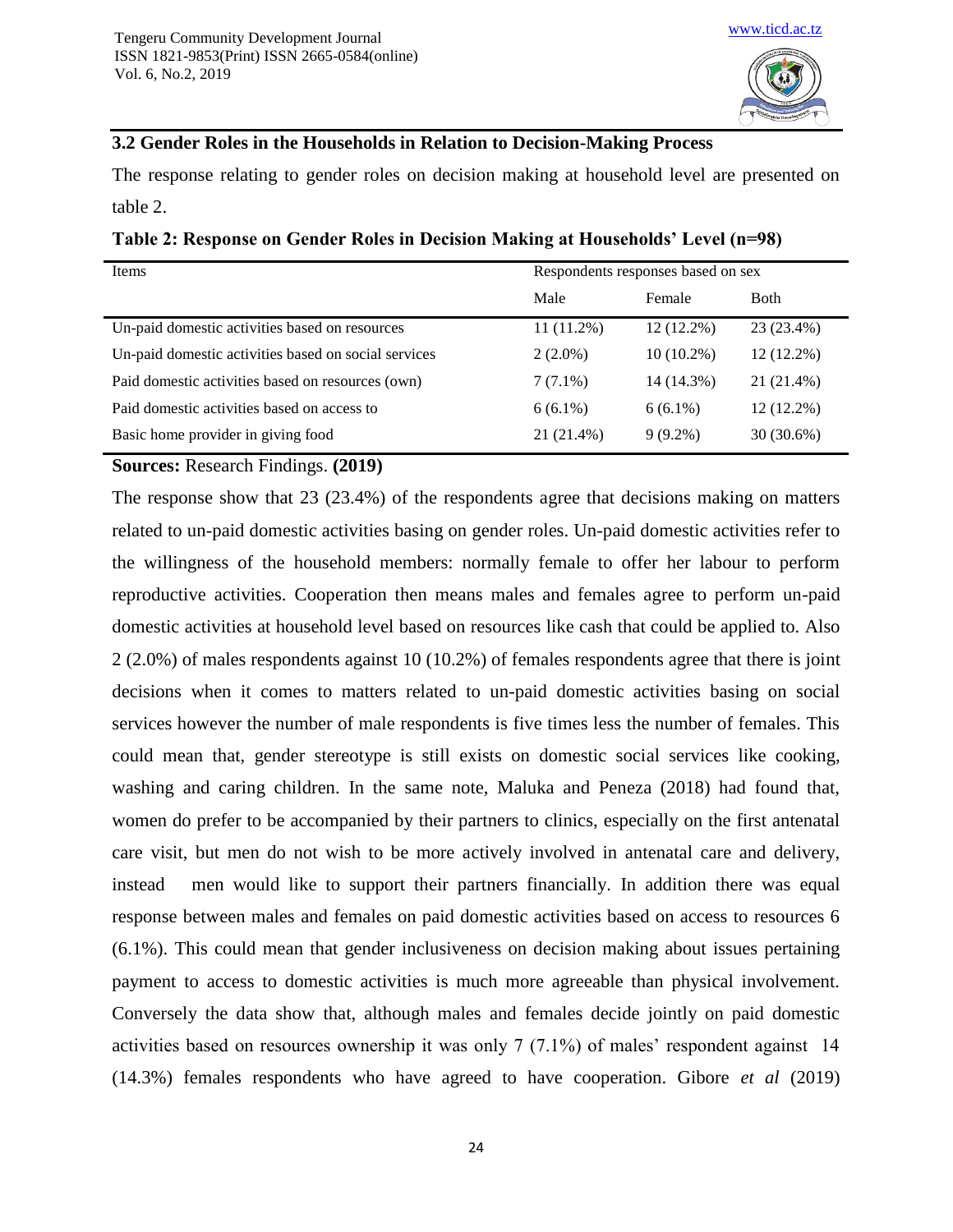### 3.2 Gender Roles in the Households in Relation to Decision-Making Process

The response relating to gender roles on decision making at household level are presented on table 2.

**Table 2: Response on Gender Roles in Decision Making at Households' Level (n=98)**

| Items | Respondents responses based on sex | | |
|---|---|---|---|
| | Male | Female | Both |
| Un-paid domestic activities based on resources | 11 (11.2%) | 12 (12.2%) | 23 (23.4%) |
| Un-paid domestic activities based on social services | 2 (2.0%) | 10 (10.2%) | 12 (12.2%) |
| Paid domestic activities based on resources (own) | 7 (7.1%) | 14 (14.3%) | 21 (21.4%) |
| Paid domestic activities based on access to | 6 (6.1%) | 6 (6.1%) | 12 (12.2%) |
| Basic home provider in giving food | 21 (21.4%) | 9 (9.2%) | 30 (30.6%) |

**Sources:** Research Findings. **(2019)**

The response show that 23 (23.4%) of the respondents agree that decisions making on matters related to un-paid domestic activities basing on gender roles. Un-paid domestic activities refer to the willingness of the household members: normally female to offer her labour to perform reproductive activities. Cooperation then means males and females agree to perform un-paid domestic activities at household level based on resources like cash that could be applied to. Also 2 (2.0%) of males respondents against 10 (10.2%) of females respondents agree that there is joint decisions when it comes to matters related to un-paid domestic activities basing on social services however the number of male respondents is five times less the number of females. This could mean that, gender stereotype is still exists on domestic social services like cooking, washing and caring children. In the same note, Maluka and Peneza (2018) had found that, women do prefer to be accompanied by their partners to clinics, especially on the first antenatal care visit, but men do not wish to be more actively involved in antenatal care and delivery, instead men would like to support their partners financially. In addition there was equal response between males and females on paid domestic activities based on access to resources 6 (6.1%). This could mean that gender inclusiveness on decision making about issues pertaining payment to access to domestic activities is much more agreeable than physical involvement. Conversely the data show that, although males and females decide jointly on paid domestic activities based on resources ownership it was only 7 (7.1%) of males' respondent against 14 (14.3%) females respondents who have agreed to have cooperation. Gibore *et al* (2019)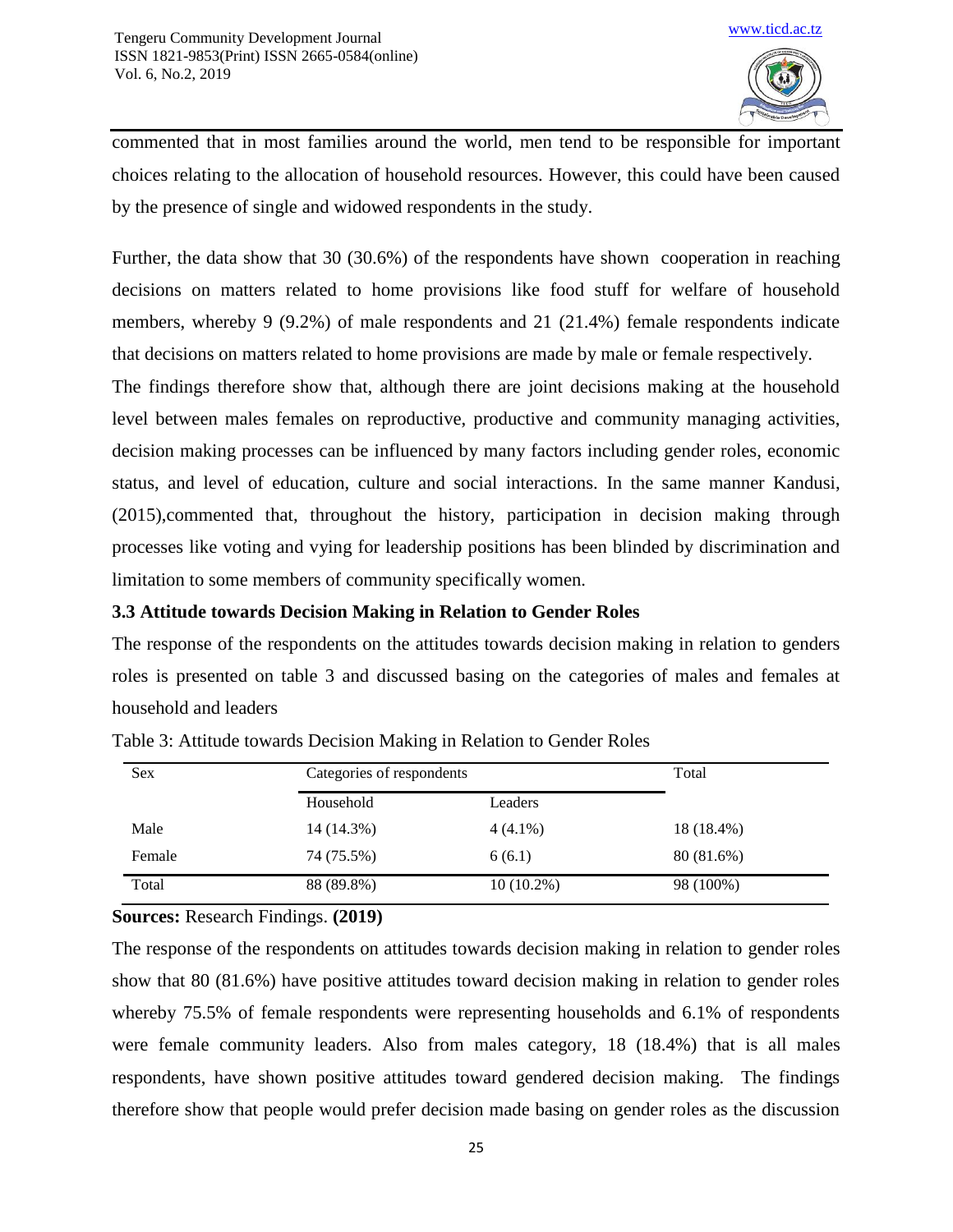commented that in most families around the world, men tend to be responsible for important choices relating to the allocation of household resources. However, this could have been caused by the presence of single and widowed respondents in the study.

Further, the data show that 30 (30.6%) of the respondents have shown cooperation in reaching decisions on matters related to home provisions like food stuff for welfare of household members, whereby 9 (9.2%) of male respondents and 21 (21.4%) female respondents indicate that decisions on matters related to home provisions are made by male or female respectively.

The findings therefore show that, although there are joint decisions making at the household level between males females on reproductive, productive and community managing activities, decision making processes can be influenced by many factors including gender roles, economic status, and level of education, culture and social interactions. In the same manner Kandusi, (2015),commented that, throughout the history, participation in decision making through processes like voting and vying for leadership positions has been blinded by discrimination and limitation to some members of community specifically women.

### 3.3 Attitude towards Decision Making in Relation to Gender Roles

The response of the respondents on the attitudes towards decision making in relation to genders roles is presented on table 3 and discussed basing on the categories of males and females at household and leaders

Table 3: Attitude towards Decision Making in Relation to Gender Roles

| Sex | Categories of respondents | | Total |
|---|---|---|---|
| | Household | Leaders | |
| Male | 14 (14.3%) | 4 (4.1%) | 18 (18.4%) |
| Female | 74 (75.5%) | 6 (6.1) | 80 (81.6%) |
| Total | 88 (89.8%) | 10 (10.2%) | 98 (100%) |

**Sources:** Research Findings. **(2019)**

The response of the respondents on attitudes towards decision making in relation to gender roles show that 80 (81.6%) have positive attitudes toward decision making in relation to gender roles whereby 75.5% of female respondents were representing households and 6.1% of respondents were female community leaders. Also from males category, 18 (18.4%) that is all males respondents, have shown positive attitudes toward gendered decision making. The findings therefore show that people would prefer decision made basing on gender roles as the discussion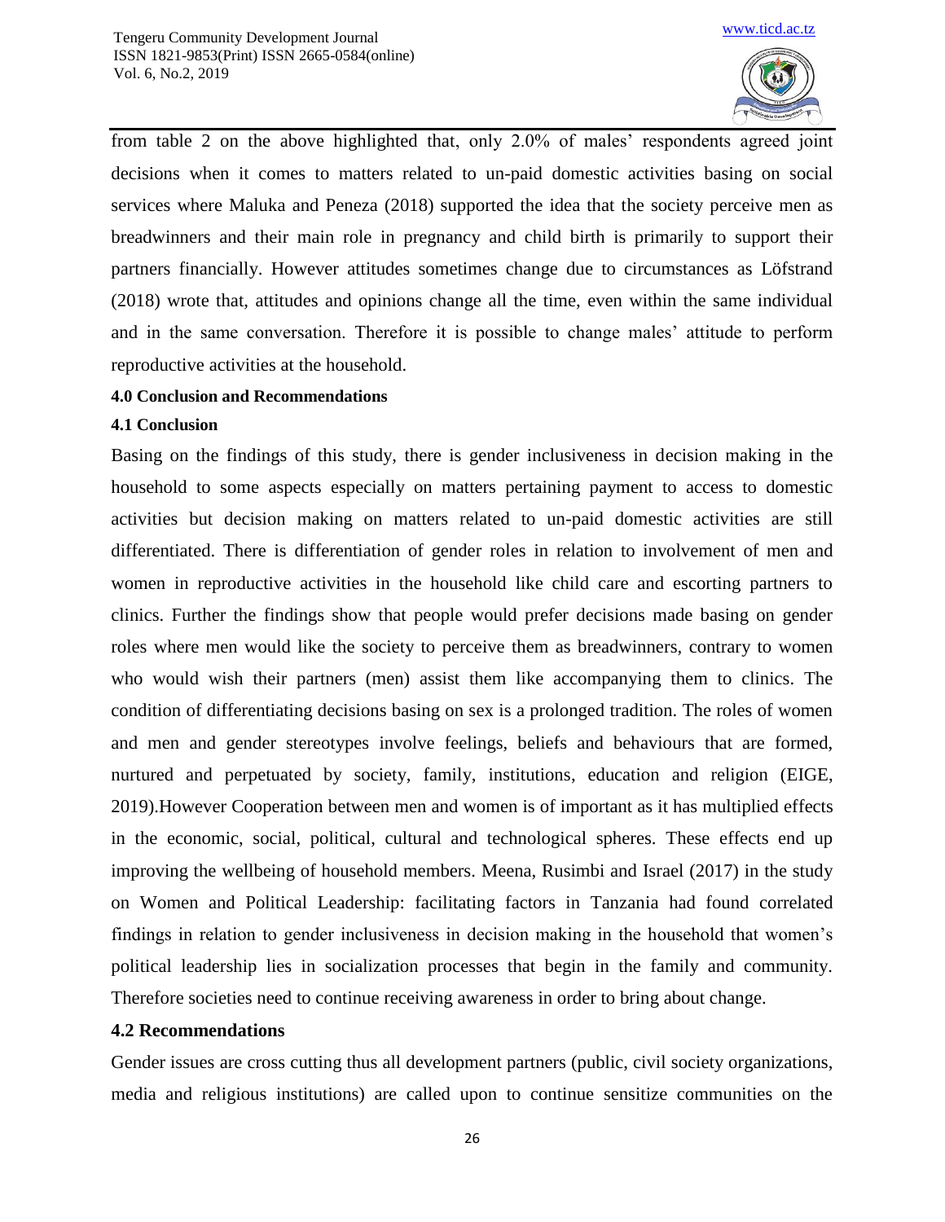from table 2 on the above highlighted that, only 2.0% of males' respondents agreed joint decisions when it comes to matters related to un-paid domestic activities basing on social services where Maluka and Peneza (2018) supported the idea that the society perceive men as breadwinners and their main role in pregnancy and child birth is primarily to support their partners financially. However attitudes sometimes change due to circumstances as Löfstrand (2018) wrote that, attitudes and opinions change all the time, even within the same individual and in the same conversation. Therefore it is possible to change males' attitude to perform reproductive activities at the household.

## 4.0 Conclusion and Recommendations

### 4.1 Conclusion

Basing on the findings of this study, there is gender inclusiveness in decision making in the household to some aspects especially on matters pertaining payment to access to domestic activities but decision making on matters related to un-paid domestic activities are still differentiated. There is differentiation of gender roles in relation to involvement of men and women in reproductive activities in the household like child care and escorting partners to clinics. Further the findings show that people would prefer decisions made basing on gender roles where men would like the society to perceive them as breadwinners, contrary to women who would wish their partners (men) assist them like accompanying them to clinics. The condition of differentiating decisions basing on sex is a prolonged tradition. The roles of women and men and gender stereotypes involve feelings, beliefs and behaviours that are formed, nurtured and perpetuated by society, family, institutions, education and religion (EIGE, 2019).However Cooperation between men and women is of important as it has multiplied effects in the economic, social, political, cultural and technological spheres. These effects end up improving the wellbeing of household members. Meena, Rusimbi and Israel (2017) in the study on Women and Political Leadership: facilitating factors in Tanzania had found correlated findings in relation to gender inclusiveness in decision making in the household that women's political leadership lies in socialization processes that begin in the family and community. Therefore societies need to continue receiving awareness in order to bring about change.

### 4.2 Recommendations

Gender issues are cross cutting thus all development partners (public, civil society organizations, media and religious institutions) are called upon to continue sensitize communities on the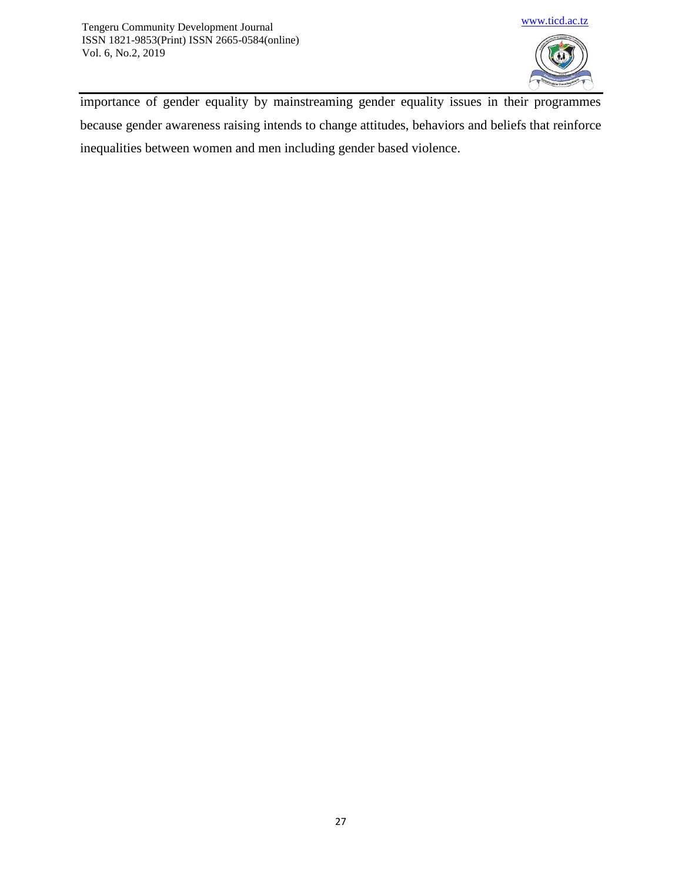importance of gender equality by mainstreaming gender equality issues in their programmes because gender awareness raising intends to change attitudes, behaviors and beliefs that reinforce inequalities between women and men including gender based violence.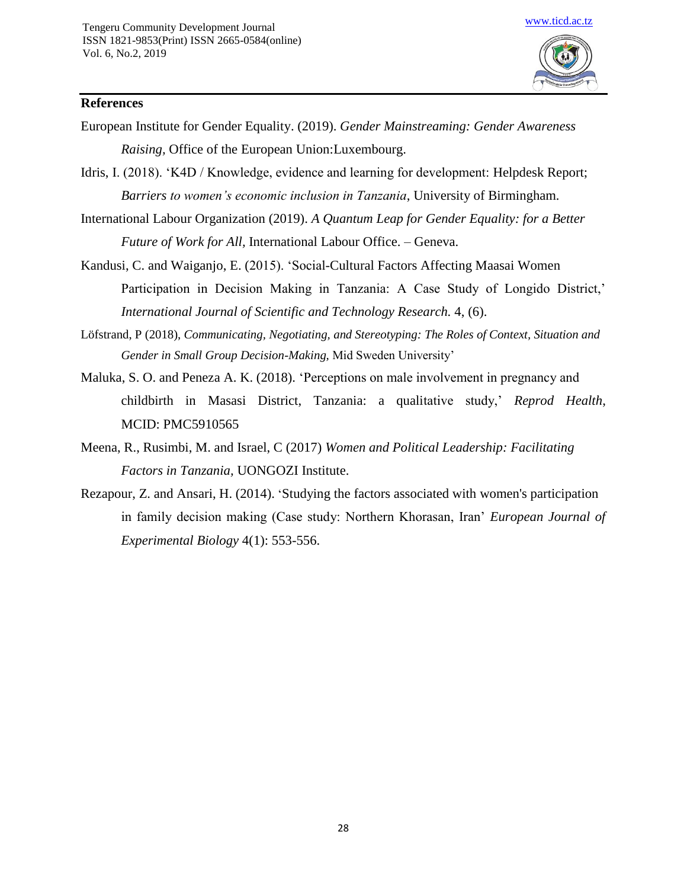## References

European Institute for Gender Equality. (2019). *Gender Mainstreaming: Gender Awareness Raising*, Office of the European Union:Luxembourg.

Idris, I. (2018). 'K4D / Knowledge, evidence and learning for development: Helpdesk Report; *Barriers to women's economic inclusion in Tanzania*, University of Birmingham.

International Labour Organization (2019). *A Quantum Leap for Gender Equality: for a Better Future of Work for All,* International Labour Office. – Geneva.

Kandusi, C. and Waiganjo, E. (2015). 'Social-Cultural Factors Affecting Maasai Women Participation in Decision Making in Tanzania: A Case Study of Longido District,' *International Journal of Scientific and Technology Research.* 4, (6).

Löfstrand, P (2018), *Communicating, Negotiating, and Stereotyping: The Roles of Context, Situation and Gender in Small Group Decision-Making,* Mid Sweden University'

Maluka, S. O. and Peneza A. K. (2018). 'Perceptions on male involvement in pregnancy and childbirth in Masasi District, Tanzania: a qualitative study,' *Reprod Health*, MCID: PMC5910565

Meena, R., Rusimbi, M. and Israel, C (2017) *Women and Political Leadership: Facilitating Factors in Tanzania*, UONGOZI Institute.

Rezapour, Z. and Ansari, H. (2014). 'Studying the factors associated with women's participation in family decision making (Case study: Northern Khorasan, Iran' *European Journal of Experimental Biology* 4(1): 553-556.